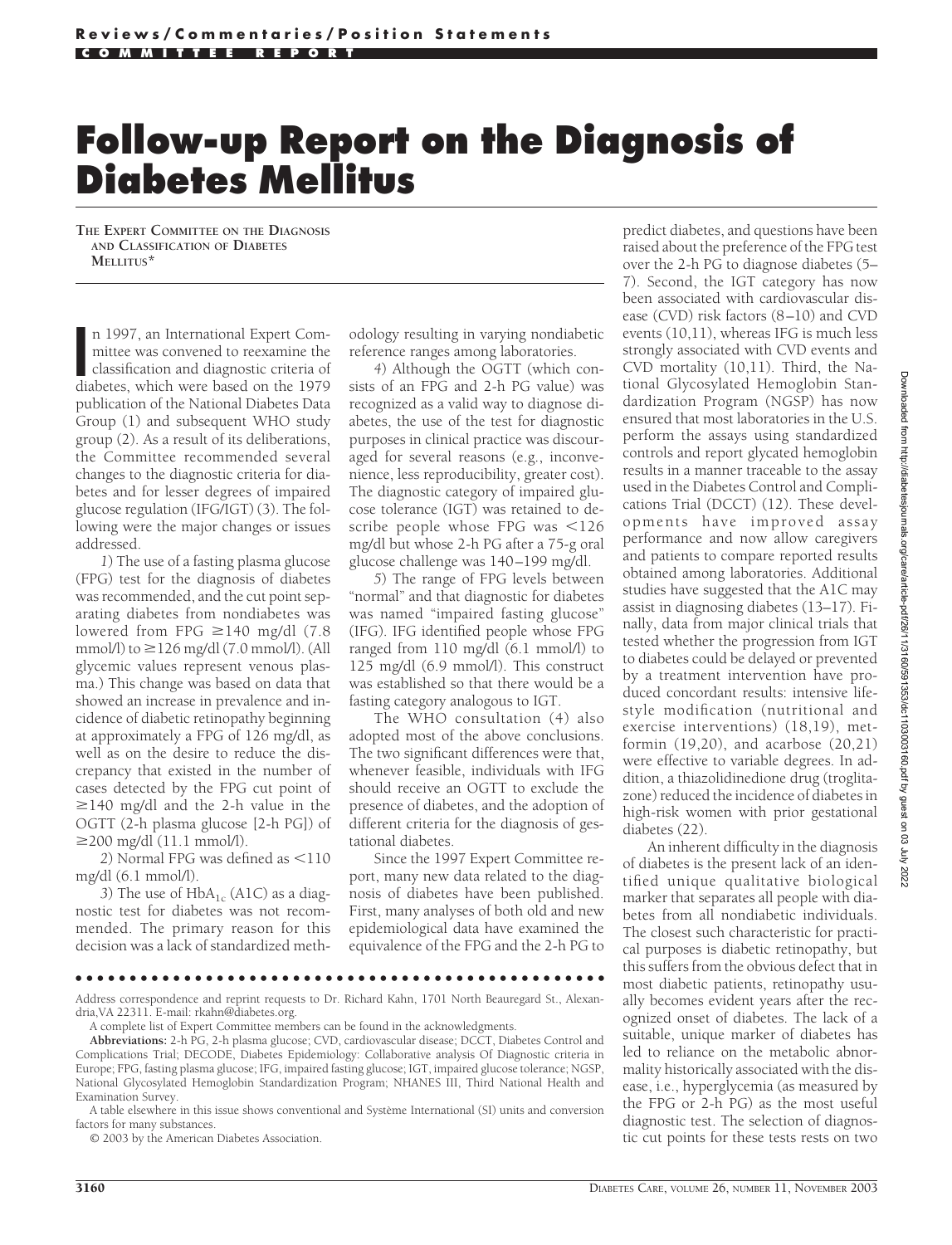# Follow-up Report on the Diagnosis of Diabetes Mellitus

THE EXPERT COMMITTEE ON THE DIAGNOSIS AND CLASSIFICATION OF DIABETES MELLITUS*

In 1997, an International Expert Committee was convened to reexamine the classification and diagnostic criteria of diabetes, which were based on the 1979 publication of the National Diabetes Data Group (1) and subsequent WHO study group (2). As a result of its deliberations, the Committee recommended several changes to the diagnostic criteria for diabetes and for lesser degrees of impaired glucose regulation (IFG/IGT) (3). The following were the major changes or issues addressed.

*1*) The use of a fasting plasma glucose (FPG) test for the diagnosis of diabetes was recommended, and the cut point separating diabetes from nondiabetes was lowered from FPG ≥140 mg/dl (7.8 mmol/l) to ≥126 mg/dl (7.0 mmol/l). (All glycemic values represent venous plasma.) This change was based on data that showed an increase in prevalence and incidence of diabetic retinopathy beginning at approximately a FPG of 126 mg/dl, as well as on the desire to reduce the discrepancy that existed in the number of cases detected by the FPG cut point of ≥140 mg/dl and the 2-h value in the OGTT (2-h plasma glucose [2-h PG]) of ≥200 mg/dl (11.1 mmol/l).

*2*) Normal FPG was defined as <110 mg/dl (6.1 mmol/l).

*3*) The use of $HbA_{1c}$ (A1C) as a diagnostic test for diabetes was not recommended. The primary reason for this decision was a lack of standardized methodology resulting in varying nondiabetic reference ranges among laboratories.

*4*) Although the OGTT (which consists of an FPG and 2-h PG value) was recognized as a valid way to diagnose diabetes, the use of the test for diagnostic purposes in clinical practice was discouraged for several reasons (e.g., inconvenience, less reproducibility, greater cost). The diagnostic category of impaired glucose tolerance (IGT) was retained to describe people whose FPG was <126 mg/dl but whose 2-h PG after a 75-g oral glucose challenge was 140–199 mg/dl.

*5*) The range of FPG levels between "normal" and that diagnostic for diabetes was named "impaired fasting glucose" (IFG). IFG identified people whose FPG ranged from 110 mg/dl (6.1 mmol/l) to 125 mg/dl (6.9 mmol/l). This construct was established so that there would be a fasting category analogous to IGT.

The WHO consultation (4) also adopted most of the above conclusions. The two significant differences were that, whenever feasible, individuals with IFG should receive an OGTT to exclude the presence of diabetes, and the adoption of different criteria for the diagnosis of gestational diabetes.

Since the 1997 Expert Committee report, many new data related to the diagnosis of diabetes have been published. First, many analyses of both old and new epidemiological data have examined the equivalence of the FPG and the 2-h PG to predict diabetes, and questions have been raised about the preference of the FPG test over the 2-h PG to diagnose diabetes (5–7). Second, the IGT category has now been associated with cardiovascular disease (CVD) risk factors (8–10) and CVD events (10,11), whereas IFG is much less strongly associated with CVD events and CVD mortality (10,11). Third, the National Glycosylated Hemoglobin Standardization Program (NGSP) has now ensured that most laboratories in the U.S. perform the assays using standardized controls and report glycated hemoglobin results in a manner traceable to the assay used in the Diabetes Control and Complications Trial (DCCT) (12). These developments have improved assay performance and now allow caregivers and patients to compare reported results obtained among laboratories. Additional studies have suggested that the A1C may assist in diagnosing diabetes (13–17). Finally, data from major clinical trials that tested whether the progression from IGT to diabetes could be delayed or prevented by a treatment intervention have produced concordant results: intensive lifestyle modification (nutritional and exercise interventions) (18,19), metformin (19,20), and acarbose (20,21) were effective to variable degrees. In addition, a thiazolidinedione drug (troglitazone) reduced the incidence of diabetes in high-risk women with prior gestational diabetes (22).

An inherent difficulty in the diagnosis of diabetes is the present lack of an identified unique qualitative biological marker that separates all people with diabetes from all nondiabetic individuals. The closest such characteristic for practical purposes is diabetic retinopathy, but this suffers from the obvious defect that in most diabetic patients, retinopathy usually becomes evident years after the recognized onset of diabetes. The lack of a suitable, unique marker of diabetes has led to reliance on the metabolic abnormality historically associated with the disease, i.e., hyperglycemia (as measured by the FPG or 2-h PG) as the most useful diagnostic test. The selection of diagnostic cut points for these tests rests on two

---

Address correspondence and reprint requests to Dr. Richard Kahn, 1701 North Beauregard St., Alexandria, VA 22311. E-mail: rkahn@diabetes.org.

A complete list of Expert Committee members can be found in the acknowledgments.

**Abbreviations:** 2-h PG, 2-h plasma glucose; CVD, cardiovascular disease; DCCT, Diabetes Control and Complications Trial; DECODE, Diabetes Epidemiology: Collaborative analysis Of Diagnostic criteria in Europe; FPG, fasting plasma glucose; IFG, impaired fasting glucose; IGT, impaired glucose tolerance; NGSP, National Glycosylated Hemoglobin Standardization Program; NHANES III, Third National Health and Examination Survey.

A table elsewhere in this issue shows conventional and Système International (SI) units and conversion factors for many substances.

© 2003 by the American Diabetes Association.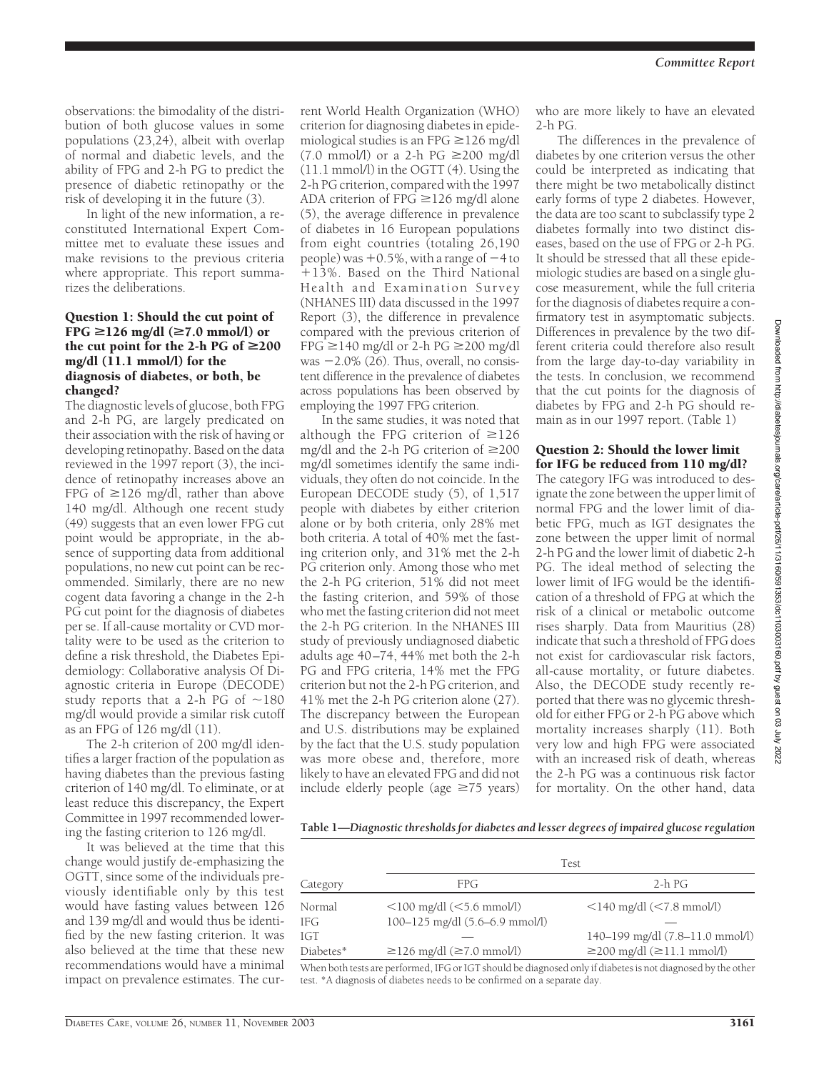observations: the bimodality of the distribution of both glucose values in some populations (23,24), albeit with overlap of normal and diabetic levels, and the ability of FPG and 2-h PG to predict the presence of diabetic retinopathy or the risk of developing it in the future (3).

In light of the new information, a reconstituted International Expert Committee met to evaluate these issues and make revisions to the previous criteria where appropriate. This report summarizes the deliberations.

### Question 1: Should the cut point of FPG ≥126 mg/dl (≥7.0 mmol/l) or the cut point for the 2-h PG of ≥200 mg/dl (11.1 mmol/l) for the diagnosis of diabetes, or both, be changed?

The diagnostic levels of glucose, both FPG and 2-h PG, are largely predicated on their association with the risk of having or developing retinopathy. Based on the data reviewed in the 1997 report (3), the incidence of retinopathy increases above an FPG of ≥126 mg/dl, rather than above 140 mg/dl. Although one recent study (49) suggests that an even lower FPG cut point would be appropriate, in the absence of supporting data from additional populations, no new cut point can be recommended. Similarly, there are no new cogent data favoring a change in the 2-h PG cut point for the diagnosis of diabetes per se. If all-cause mortality or CVD mortality were to be used as the criterion to define a risk threshold, the Diabetes Epidemiology: Collaborative analysis Of Diagnostic criteria in Europe (DECODE) study reports that a 2-h PG of ~180 mg/dl would provide a similar risk cutoff as an FPG of 126 mg/dl (11).

The 2-h criterion of 200 mg/dl identifies a larger fraction of the population as having diabetes than the previous fasting criterion of 140 mg/dl. To eliminate, or at least reduce this discrepancy, the Expert Committee in 1997 recommended lowering the fasting criterion to 126 mg/dl.

It was believed at the time that this change would justify de-emphasizing the OGTT, since some of the individuals previously identifiable only by this test would have fasting values between 126 and 139 mg/dl and would thus be identified by the new fasting criterion. It was also believed at the time that these new recommendations would have a minimal impact on prevalence estimates. The current World Health Organization (WHO) criterion for diagnosing diabetes in epidemiological studies is an FPG ≥126 mg/dl (7.0 mmol/l) or a 2-h PG ≥200 mg/dl (11.1 mmol/l) in the OGTT (4). Using the 2-h PG criterion, compared with the 1997 ADA criterion of FPG ≥126 mg/dl alone (5), the average difference in prevalence of diabetes in 16 European populations from eight countries (totaling 26,190 people) was +0.5%, with a range of −4 to +13%. Based on the Third National Health and Examination Survey (NHANES III) data discussed in the 1997 Report (3), the difference in prevalence compared with the previous criterion of FPG ≥140 mg/dl or 2-h PG ≥200 mg/dl was −2.0% (26). Thus, overall, no consistent difference in the prevalence of diabetes across populations has been observed by employing the 1997 FPG criterion.

In the same studies, it was noted that although the FPG criterion of ≥126 mg/dl and the 2-h PG criterion of ≥200 mg/dl sometimes identify the same individuals, they often do not coincide. In the European DECODE study (5), of 1,517 people with diabetes by either criterion alone or by both criteria, only 28% met both criteria. A total of 40% met the fasting criterion only, and 31% met the 2-h PG criterion only. Among those who met the 2-h PG criterion, 51% did not meet the fasting criterion, and 59% of those who met the fasting criterion did not meet the 2-h PG criterion. In the NHANES III study of previously undiagnosed diabetic adults age 40–74, 44% met both the 2-h PG and FPG criteria, 14% met the FPG criterion but not the 2-h PG criterion, and 41% met the 2-h PG criterion alone (27). The discrepancy between the European and U.S. distributions may be explained by the fact that the U.S. study population was more obese and, therefore, more likely to have an elevated FPG and did not include elderly people (age ≥75 years) who are more likely to have an elevated 2-h PG.

The differences in the prevalence of diabetes by one criterion versus the other could be interpreted as indicating that there might be two metabolically distinct early forms of type 2 diabetes. However, the data are too scant to subclassify type 2 diabetes formally into two distinct diseases, based on the use of FPG or 2-h PG. It should be stressed that all these epidemiologic studies are based on a single glucose measurement, while the full criteria for the diagnosis of diabetes require a confirmatory test in asymptomatic subjects. Differences in prevalence by the two different criteria could therefore also result from the large day-to-day variability in the tests. In conclusion, we recommend that the cut points for the diagnosis of diabetes by FPG and 2-h PG should remain as in our 1997 report. (Table 1)

### Question 2: Should the lower limit for IFG be reduced from 110 mg/dl?

The category IFG was introduced to designate the zone between the upper limit of normal FPG and the lower limit of diabetic FPG, much as IGT designates the zone between the upper limit of normal 2-h PG and the lower limit of diabetic 2-h PG. The ideal method of selecting the lower limit of IFG would be the identification of a threshold of FPG at which the risk of a clinical or metabolic outcome rises sharply. Data from Mauritius (28) indicate that such a threshold of FPG does not exist for cardiovascular risk factors, all-cause mortality, or future diabetes. Also, the DECODE study recently reported that there was no glycemic threshold for either FPG or 2-h PG above which mortality increases sharply (11). Both very low and high FPG were associated with an increased risk of death, whereas the 2-h PG was a continuous risk factor for mortality. On the other hand, data

**Table 1—*Diagnostic thresholds for diabetes and lesser degrees of impaired glucose regulation***

| Category | Test | |
|---|---|---|
| | FPG | 2-h PG |
| Normal | <100 mg/dl (<5.6 mmol/l) | <140 mg/dl (<7.8 mmol/l) |
| IFG | 100–125 mg/dl (5.6–6.9 mmol/l) | — |
| IGT | — | 140–199 mg/dl (7.8–11.0 mmol/l) |
| Diabetes* | ≥126 mg/dl (≥7.0 mmol/l) | ≥200 mg/dl (≥11.1 mmol/l) |

When both tests are performed, IFG or IGT should be diagnosed only if diabetes is not diagnosed by the other test. *A diagnosis of diabetes needs to be confirmed on a separate day.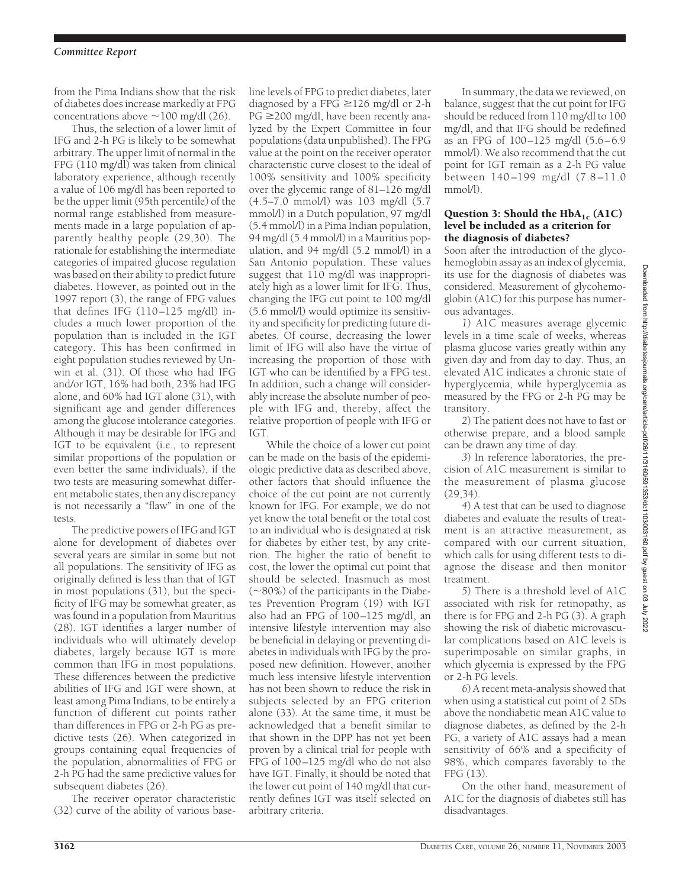from the Pima Indians show that the risk of diabetes does increase markedly at FPG concentrations above ~100 mg/dl (26).

Thus, the selection of a lower limit of IFG and 2-h PG is likely to be somewhat arbitrary. The upper limit of normal in the FPG (110 mg/dl) was taken from clinical laboratory experience, although recently a value of 106 mg/dl has been reported to be the upper limit (95th percentile) of the normal range established from measurements made in a large population of apparently healthy people (29,30). The rationale for establishing the intermediate categories of impaired glucose regulation was based on their ability to predict future diabetes. However, as pointed out in the 1997 report (3), the range of FPG values that defines IFG (110–125 mg/dl) includes a much lower proportion of the population than is included in the IGT category. This has been confirmed in eight population studies reviewed by Unwin et al. (31). Of those who had IFG and/or IGT, 16% had both, 23% had IFG alone, and 60% had IGT alone (31), with significant age and gender differences among the glucose intolerance categories. Although it may be desirable for IFG and IGT to be equivalent (i.e., to represent similar proportions of the population or even better the same individuals), if the two tests are measuring somewhat different metabolic states, then any discrepancy is not necessarily a "flaw" in one of the tests.

The predictive powers of IFG and IGT alone for development of diabetes over several years are similar in some but not all populations. The sensitivity of IFG as originally defined is less than that of IGT in most populations (31), but the specificity of IFG may be somewhat greater, as was found in a population from Mauritius (28). IGT identifies a larger number of individuals who will ultimately develop diabetes, largely because IGT is more common than IFG in most populations. These differences between the predictive abilities of IFG and IGT were shown, at least among Pima Indians, to be entirely a function of different cut points rather than differences in FPG or 2-h PG as predictive tests (26). When categorized in groups containing equal frequencies of the population, abnormalities of FPG or 2-h PG had the same predictive values for subsequent diabetes (26).

The receiver operator characteristic (32) curve of the ability of various baseline levels of FPG to predict diabetes, later diagnosed by a FPG ≥126 mg/dl or 2-h PG ≥200 mg/dl, have been recently analyzed by the Expert Committee in four populations (data unpublished). The FPG value at the point on the receiver operator characteristic curve closest to the ideal of 100% sensitivity and 100% specificity over the glycemic range of 81–126 mg/dl (4.5–7.0 mmol/l) was 103 mg/dl (5.7 mmol/l) in a Dutch population, 97 mg/dl (5.4 mmol/l) in a Pima Indian population, 94 mg/dl (5.4 mmol/l) in a Mauritius population, and 94 mg/dl (5.2 mmol/l) in a San Antonio population. These values suggest that 110 mg/dl was inappropriately high as a lower limit for IFG. Thus, changing the IFG cut point to 100 mg/dl (5.6 mmol/l) would optimize its sensitivity and specificity for predicting future diabetes. Of course, decreasing the lower limit of IFG will also have the virtue of increasing the proportion of those with IGT who can be identified by a FPG test. In addition, such a change will considerably increase the absolute number of people with IFG and, thereby, affect the relative proportion of people with IFG or IGT.

While the choice of a lower cut point can be made on the basis of the epidemiologic predictive data as described above, other factors that should influence the choice of the cut point are not currently known for IFG. For example, we do not yet know the total benefit or the total cost to an individual who is designated at risk for diabetes by either test, by any criterion. The higher the ratio of benefit to cost, the lower the optimal cut point that should be selected. Inasmuch as most (~80%) of the participants in the Diabetes Prevention Program (19) with IGT also had an FPG of 100–125 mg/dl, an intensive lifestyle intervention may also be beneficial in delaying or preventing diabetes in individuals with IFG by the proposed new definition. However, another much less intensive lifestyle intervention has not been shown to reduce the risk in subjects selected by an FPG criterion alone (33). At the same time, it must be acknowledged that a benefit similar to that shown in the DPP has not yet been proven by a clinical trial for people with FPG of 100–125 mg/dl who do not also have IGT. Finally, it should be noted that the lower cut point of 140 mg/dl that currently defines IGT was itself selected on arbitrary criteria.

In summary, the data we reviewed, on balance, suggest that the cut point for IFG should be reduced from 110 mg/dl to 100 mg/dl, and that IFG should be redefined as an FPG of 100–125 mg/dl (5.6–6.9 mmol/l). We also recommend that the cut point for IGT remain as a 2-h PG value between 140–199 mg/dl (7.8–11.0 mmol/l).

### Question 3: Should the $HbA_{1c}$ (A1C) level be included as a criterion for the diagnosis of diabetes?

Soon after the introduction of the glycohemoglobin assay as an index of glycemia, its use for the diagnosis of diabetes was considered. Measurement of glycohemoglobin (A1C) for this purpose has numerous advantages.

*1*) A1C measures average glycemic levels in a time scale of weeks, whereas plasma glucose varies greatly within any given day and from day to day. Thus, an elevated A1C indicates a chronic state of hyperglycemia, while hyperglycemia as measured by the FPG or 2-h PG may be transitory.

*2*) The patient does not have to fast or otherwise prepare, and a blood sample can be drawn any time of day.

*3*) In reference laboratories, the precision of A1C measurement is similar to the measurement of plasma glucose (29,34).

*4*) A test that can be used to diagnose diabetes and evaluate the results of treatment is an attractive measurement, as compared with our current situation, which calls for using different tests to diagnose the disease and then monitor treatment.

*5*) There is a threshold level of A1C associated with risk for retinopathy, as there is for FPG and 2-h PG (3). A graph showing the risk of diabetic microvascular complications based on A1C levels is superimposable on similar graphs, in which glycemia is expressed by the FPG or 2-h PG levels.

*6*) A recent meta-analysis showed that when using a statistical cut point of 2 SDs above the nondiabetic mean A1C value to diagnose diabetes, as defined by the 2-h PG, a variety of A1C assays had a mean sensitivity of 66% and a specificity of 98%, which compares favorably to the FPG (13).

On the other hand, measurement of A1C for the diagnosis of diabetes still has disadvantages.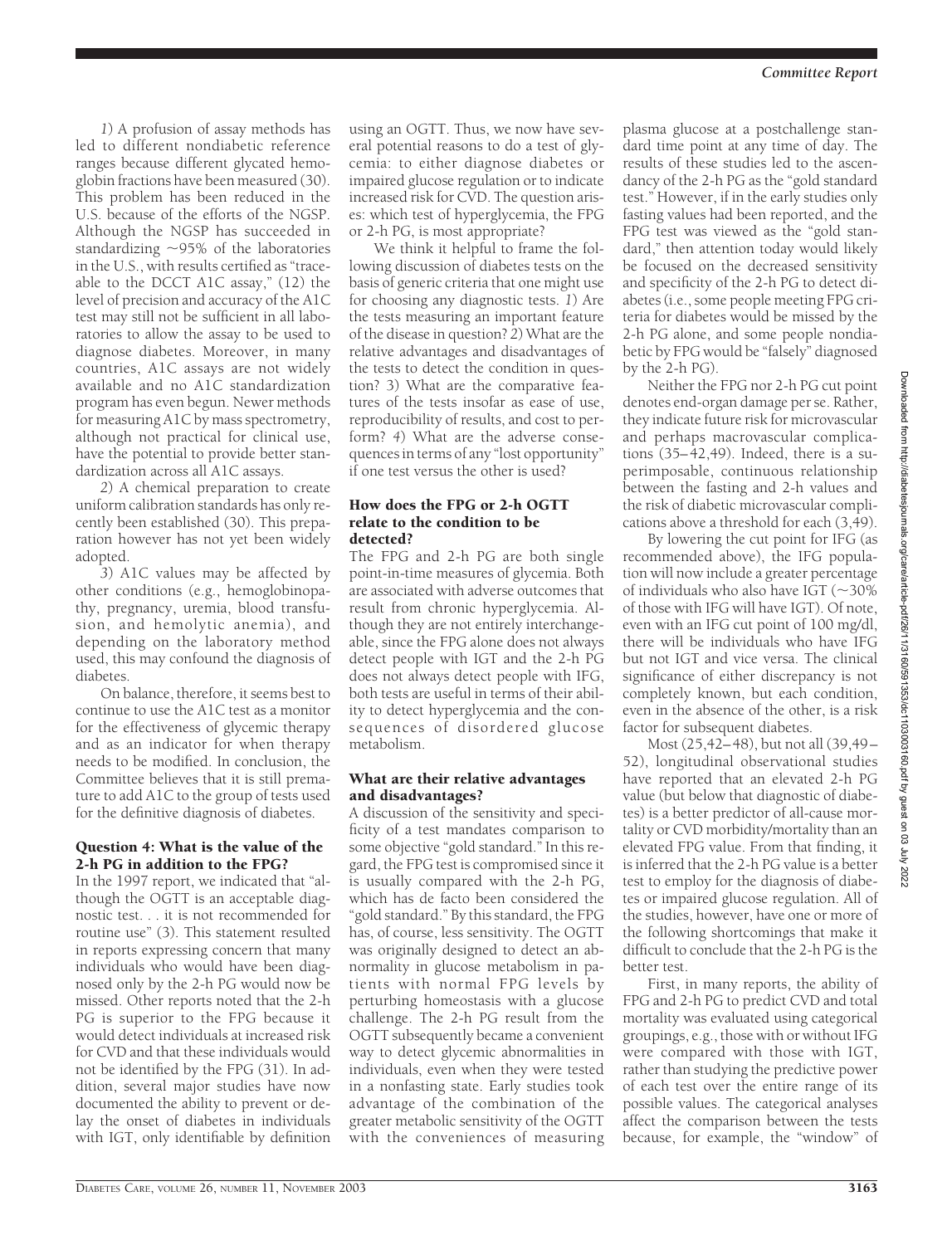*1*) A profusion of assay methods has led to different nondiabetic reference ranges because different glycated hemoglobin fractions have been measured (30). This problem has been reduced in the U.S. because of the efforts of the NGSP. Although the NGSP has succeeded in standardizing ~95% of the laboratories in the U.S., with results certified as "traceable to the DCCT A1C assay," (12) the level of precision and accuracy of the A1C test may still not be sufficient in all laboratories to allow the assay to be used to diagnose diabetes. Moreover, in many countries, A1C assays are not widely available and no A1C standardization program has even begun. Newer methods for measuring A1C by mass spectrometry, although not practical for clinical use, have the potential to provide better standardization across all A1C assays.

*2*) A chemical preparation to create uniform calibration standards has only recently been established (30). This preparation however has not yet been widely adopted.

*3*) A1C values may be affected by other conditions (e.g., hemoglobinopathy, pregnancy, uremia, blood transfusion, and hemolytic anemia), and depending on the laboratory method used, this may confound the diagnosis of diabetes.

On balance, therefore, it seems best to continue to use the A1C test as a monitor for the effectiveness of glycemic therapy and as an indicator for when therapy needs to be modified. In conclusion, the Committee believes that it is still premature to add A1C to the group of tests used for the definitive diagnosis of diabetes.

### Question 4: What is the value of the 2-h PG in addition to the FPG?

In the 1997 report, we indicated that "although the OGTT is an acceptable diagnostic test. . . it is not recommended for routine use" (3). This statement resulted in reports expressing concern that many individuals who would have been diagnosed only by the 2-h PG would now be missed. Other reports noted that the 2-h PG is superior to the FPG because it would detect individuals at increased risk for CVD and that these individuals would not be identified by the FPG (31). In addition, several major studies have now documented the ability to prevent or delay the onset of diabetes in individuals with IGT, only identifiable by definition using an OGTT. Thus, we now have several potential reasons to do a test of glycemia: to either diagnose diabetes or impaired glucose regulation or to indicate increased risk for CVD. The question arises: which test of hyperglycemia, the FPG or 2-h PG, is most appropriate?

We think it helpful to frame the following discussion of diabetes tests on the basis of generic criteria that one might use for choosing any diagnostic tests. *1*) Are the tests measuring an important feature of the disease in question? *2*) What are the relative advantages and disadvantages of the tests to detect the condition in question? *3*) What are the comparative features of the tests insofar as ease of use, reproducibility of results, and cost to perform? *4*) What are the adverse consequences in terms of any "lost opportunity" if one test versus the other is used?

#### How does the FPG or 2-h OGTT relate to the condition to be detected?

The FPG and 2-h PG are both single point-in-time measures of glycemia. Both are associated with adverse outcomes that result from chronic hyperglycemia. Although they are not entirely interchangeable, since the FPG alone does not always detect people with IGT and the 2-h PG does not always detect people with IFG, both tests are useful in terms of their ability to detect hyperglycemia and the consequences of disordered glucose metabolism.

#### What are their relative advantages and disadvantages?

A discussion of the sensitivity and specificity of a test mandates comparison to some objective "gold standard." In this regard, the FPG test is compromised since it is usually compared with the 2-h PG, which has de facto been considered the "gold standard." By this standard, the FPG has, of course, less sensitivity. The OGTT was originally designed to detect an abnormality in glucose metabolism in patients with normal FPG levels by perturbing homeostasis with a glucose challenge. The 2-h PG result from the OGTT subsequently became a convenient way to detect glycemic abnormalities in individuals, even when they were tested in a nonfasting state. Early studies took advantage of the combination of the greater metabolic sensitivity of the OGTT with the conveniences of measuring plasma glucose at a postchallenge standard time point at any time of day. The results of these studies led to the ascendancy of the 2-h PG as the "gold standard test." However, if in the early studies only fasting values had been reported, and the FPG test was viewed as the "gold standard," then attention today would likely be focused on the decreased sensitivity and specificity of the 2-h PG to detect diabetes (i.e., some people meeting FPG criteria for diabetes would be missed by the 2-h PG alone, and some people nondiabetic by FPG would be "falsely" diagnosed by the 2-h PG).

Neither the FPG nor 2-h PG cut point denotes end-organ damage per se. Rather, they indicate future risk for microvascular and perhaps macrovascular complications (35–42,49). Indeed, there is a superimposable, continuous relationship between the fasting and 2-h values and the risk of diabetic microvascular complications above a threshold for each (3,49).

By lowering the cut point for IFG (as recommended above), the IFG population will now include a greater percentage of individuals who also have IGT (~30% of those with IFG will have IGT). Of note, even with an IFG cut point of 100 mg/dl, there will be individuals who have IFG but not IGT and vice versa. The clinical significance of either discrepancy is not completely known, but each condition, even in the absence of the other, is a risk factor for subsequent diabetes.

Most (25,42–48), but not all (39,49–52), longitudinal observational studies have reported that an elevated 2-h PG value (but below that diagnostic of diabetes) is a better predictor of all-cause mortality or CVD morbidity/mortality than an elevated FPG value. From that finding, it is inferred that the 2-h PG value is a better test to employ for the diagnosis of diabetes or impaired glucose regulation. All of the studies, however, have one or more of the following shortcomings that make it difficult to conclude that the 2-h PG is the better test.

First, in many reports, the ability of FPG and 2-h PG to predict CVD and total mortality was evaluated using categorical groupings, e.g., those with or without IFG were compared with those with IGT, rather than studying the predictive power of each test over the entire range of its possible values. The categorical analyses affect the comparison between the tests because, for example, the "window" of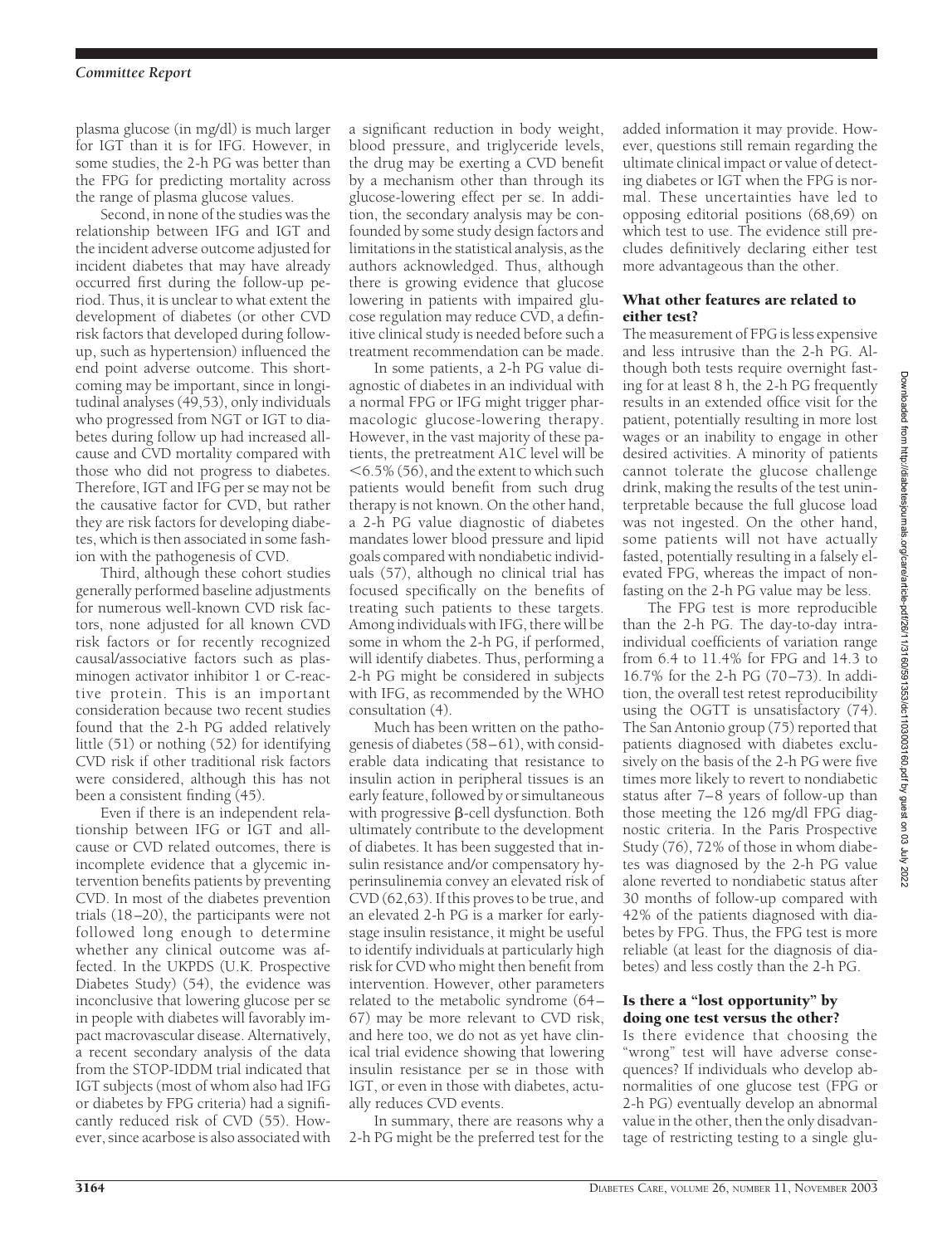plasma glucose (in mg/dl) is much larger for IGT than it is for IFG. However, in some studies, the 2-h PG was better than the FPG for predicting mortality across the range of plasma glucose values.

Second, in none of the studies was the relationship between IFG and IGT and the incident adverse outcome adjusted for incident diabetes that may have already occurred first during the follow-up period. Thus, it is unclear to what extent the development of diabetes (or other CVD risk factors that developed during follow-up, such as hypertension) influenced the end point adverse outcome. This shortcoming may be important, since in longitudinal analyses (49,53), only individuals who progressed from NGT or IGT to diabetes during follow up had increased all-cause and CVD mortality compared with those who did not progress to diabetes. Therefore, IGT and IFG per se may not be the causative factor for CVD, but rather they are risk factors for developing diabetes, which is then associated in some fashion with the pathogenesis of CVD.

Third, although these cohort studies generally performed baseline adjustments for numerous well-known CVD risk factors, none adjusted for all known CVD risk factors or for recently recognized causal/associative factors such as plasminogen activator inhibitor 1 or C-reactive protein. This is an important consideration because two recent studies found that the 2-h PG added relatively little (51) or nothing (52) for identifying CVD risk if other traditional risk factors were considered, although this has not been a consistent finding (45).

Even if there is an independent relationship between IFG or IGT and all-cause or CVD related outcomes, there is incomplete evidence that a glycemic intervention benefits patients by preventing CVD. In most of the diabetes prevention trials (18–20), the participants were not followed long enough to determine whether any clinical outcome was affected. In the UKPDS (U.K. Prospective Diabetes Study) (54), the evidence was inconclusive that lowering glucose per se in people with diabetes will favorably impact macrovascular disease. Alternatively, a recent secondary analysis of the data from the STOP-IDDM trial indicated that IGT subjects (most of whom also had IFG or diabetes by FPG criteria) had a significantly reduced risk of CVD (55). However, since acarbose is also associated with a significant reduction in body weight, blood pressure, and triglyceride levels, the drug may be exerting a CVD benefit by a mechanism other than through its glucose-lowering effect per se. In addition, the secondary analysis may be confounded by some study design factors and limitations in the statistical analysis, as the authors acknowledged. Thus, although there is growing evidence that glucose lowering in patients with impaired glucose regulation may reduce CVD, a definitive clinical study is needed before such a treatment recommendation can be made.

In some patients, a 2-h PG value diagnostic of diabetes in an individual with a normal FPG or IFG might trigger pharmacologic glucose-lowering therapy. However, in the vast majority of these patients, the pretreatment A1C level will be <6.5% (56), and the extent to which such patients would benefit from such drug therapy is not known. On the other hand, a 2-h PG value diagnostic of diabetes mandates lower blood pressure and lipid goals compared with nondiabetic individuals (57), although no clinical trial has focused specifically on the benefits of treating such patients to these targets. Among individuals with IFG, there will be some in whom the 2-h PG, if performed, will identify diabetes. Thus, performing a 2-h PG might be considered in subjects with IFG, as recommended by the WHO consultation (4).

Much has been written on the pathogenesis of diabetes (58–61), with considerable data indicating that resistance to insulin action in peripheral tissues is an early feature, followed by or simultaneous with progressive β-cell dysfunction. Both ultimately contribute to the development of diabetes. It has been suggested that insulin resistance and/or compensatory hyperinsulinemia convey an elevated risk of CVD (62,63). If this proves to be true, and an elevated 2-h PG is a marker for early-stage insulin resistance, it might be useful to identify individuals at particularly high risk for CVD who might then benefit from intervention. However, other parameters related to the metabolic syndrome (64–67) may be more relevant to CVD risk, and here too, we do not as yet have clinical trial evidence showing that lowering insulin resistance per se in those with IGT, or even in those with diabetes, actually reduces CVD events.

In summary, there are reasons why a 2-h PG might be the preferred test for the added information it may provide. However, questions still remain regarding the ultimate clinical impact or value of detecting diabetes or IGT when the FPG is normal. These uncertainties have led to opposing editorial positions (68,69) on which test to use. The evidence still precludes definitively declaring either test more advantageous than the other.

### What other features are related to either test?

The measurement of FPG is less expensive and less intrusive than the 2-h PG. Although both tests require overnight fasting for at least 8 h, the 2-h PG frequently results in an extended office visit for the patient, potentially resulting in more lost wages or an inability to engage in other desired activities. A minority of patients cannot tolerate the glucose challenge drink, making the results of the test uninterpretable because the full glucose load was not ingested. On the other hand, some patients will not have actually fasted, potentially resulting in a falsely elevated FPG, whereas the impact of nonfasting on the 2-h PG value may be less.

The FPG test is more reproducible than the 2-h PG. The day-to-day intraindividual coefficients of variation range from 6.4 to 11.4% for FPG and 14.3 to 16.7% for the 2-h PG (70–73). In addition, the overall test retest reproducibility using the OGTT is unsatisfactory (74). The San Antonio group (75) reported that patients diagnosed with diabetes exclusively on the basis of the 2-h PG were five times more likely to revert to nondiabetic status after 7–8 years of follow-up than those meeting the 126 mg/dl FPG diagnostic criteria. In the Paris Prospective Study (76), 72% of those in whom diabetes was diagnosed by the 2-h PG value alone reverted to nondiabetic status after 30 months of follow-up compared with 42% of the patients diagnosed with diabetes by FPG. Thus, the FPG test is more reliable (at least for the diagnosis of diabetes) and less costly than the 2-h PG.

### Is there a "lost opportunity" by doing one test versus the other?

Is there evidence that choosing the "wrong" test will have adverse consequences? If individuals who develop abnormalities of one glucose test (FPG or 2-h PG) eventually develop an abnormal value in the other, then the only disadvantage of restricting testing to a single glu-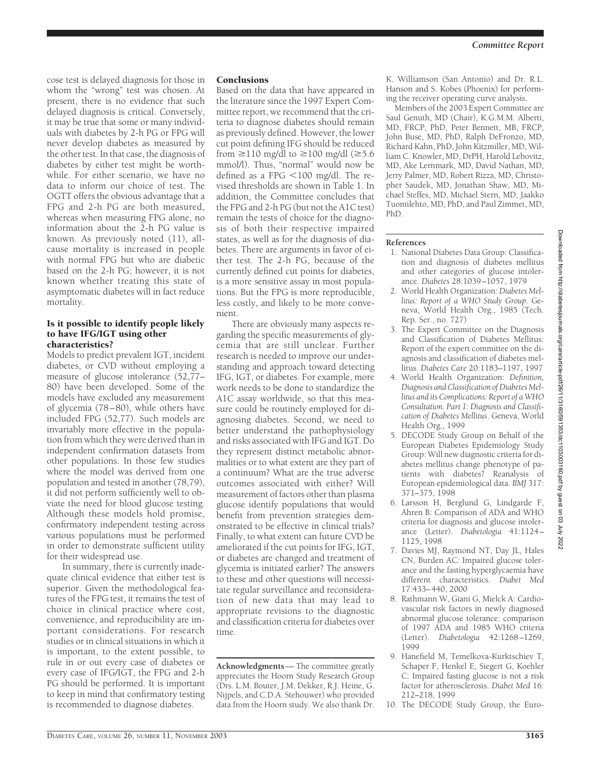cose test is delayed diagnosis for those in whom the "wrong" test was chosen. At present, there is no evidence that such delayed diagnosis is critical. Conversely, it may be true that some or many individuals with diabetes by 2-h PG or FPG will never develop diabetes as measured by the other test. In that case, the diagnosis of diabetes by either test might be worthwhile. For either scenario, we have no data to inform our choice of test. The OGTT offers the obvious advantage that a FPG and 2-h PG are both measured, whereas when measuring FPG alone, no information about the 2-h PG value is known. As previously noted (11), all-cause mortality is increased in people with normal FPG but who are diabetic based on the 2-h PG; however, it is not known whether treating this state of asymptomatic diabetes will in fact reduce mortality.

### Is it possible to identify people likely to have IFG/IGT using other characteristics?

Models to predict prevalent IGT, incident diabetes, or CVD without employing a measure of glucose intolerance (52,77–80) have been developed. Some of the models have excluded any measurement of glycemia (78–80), while others have included FPG (52,77). Such models are invariably more effective in the population from which they were derived than in independent confirmation datasets from other populations. In those few studies where the model was derived from one population and tested in another (78,79), it did not perform sufficiently well to obviate the need for blood glucose testing. Although these models hold promise, confirmatory independent testing across various populations must be performed in order to demonstrate sufficient utility for their widespread use.

In summary, there is currently inadequate clinical evidence that either test is superior. Given the methodological features of the FPG test, it remains the test of choice in clinical practice where cost, convenience, and reproducibility are important considerations. For research studies or in clinical situations in which it is important, to the extent possible, to rule in or out every case of diabetes or every case of IFG/IGT, the FPG and 2-h PG should be performed. It is important to keep in mind that confirmatory testing is recommended to diagnose diabetes.

## Conclusions

Based on the data that have appeared in the literature since the 1997 Expert Committee report, we recommend that the criteria to diagnose diabetes should remain as previously defined. However, the lower cut point defining IFG should be reduced from ≥110 mg/dl to ≥100 mg/dl (≥5.6 mmol/l). Thus, "normal" would now be defined as a FPG <100 mg/dl. The revised thresholds are shown in Table 1. In addition, the Committee concludes that the FPG and 2-h PG (but not the A1C test) remain the tests of choice for the diagnosis of both their respective impaired states, as well as for the diagnosis of diabetes. There are arguments in favor of either test. The 2-h PG, because of the currently defined cut points for diabetes, is a more sensitive assay in most populations. But the FPG is more reproducible, less costly, and likely to be more convenient.

There are obviously many aspects regarding the specific measurements of glycemia that are still unclear. Further research is needed to improve our understanding and approach toward detecting IFG, IGT, or diabetes. For example, more work needs to be done to standardize the A1C assay worldwide, so that this measure could be routinely employed for diagnosing diabetes. Second, we need to better understand the pathophysiology and risks associated with IFG and IGT. Do they represent distinct metabolic abnormalities or to what extent are they part of a continuum? What are the true adverse outcomes associated with either? Will measurement of factors other than plasma glucose identify populations that would benefit from prevention strategies demonstrated to be effective in clinical trials? Finally, to what extent can future CVD be ameliorated if the cut points for IFG, IGT, or diabetes are changed and treatment of glycemia is initiated earlier? The answers to these and other questions will necessitate regular surveillance and reconsideration of new data that may lead to appropriate revisions to the diagnostic and classification criteria for diabetes over time.

**Acknowledgments**— The committee greatly appreciates the Hoorn Study Research Group (Drs. L.M. Bouter, J.M. Dekker, R.J. Heine, G. Nijpels, and C.D.A. Stehouwer) who provided data from the Hoorn study. We also thank Dr. K. Williamson (San Antonio) and Dr. R.L. Hanson and S. Kobes (Phoenix) for performing the receiver operating curve analysis.

Members of the 2003 Expert Committee are Saul Genuth, MD (Chair), K.G.M.M. Alberti, MD, FRCP, PhD, Peter Bennett, MB, FRCP, John Buse, MD, PhD, Ralph DeFronzo, MD, Richard Kahn, PhD, John Kitzmiller, MD, William C. Knowler, MD, DrPH, Harold Lebovitz, MD, Ake Lernmark, MD, David Nathan, MD, Jerry Palmer, MD, Robert Rizza, MD, Christopher Saudek, MD, Jonathan Shaw, MD, Michael Steffes, MD, Michael Stern, MD, Jaakko Tuomilehto, MD, PhD, and Paul Zimmet, MD, PhD.

## References

1. National Diabetes Data Group: Classification and diagnosis of diabetes mellitus and other categories of glucose intolerance. *Diabetes* 28:1039–1057, 1979
2. World Health Organization: *Diabetes Mellitus: Report of a WHO Study Group*. Geneva, World Health Org., 1985 (Tech. Rep. Ser., no. 727)
3. The Expert Committee on the Diagnosis and Classification of Diabetes Mellitus: Report of the expert committee on the diagnosis and classification of diabetes mellitus. *Diabetes Care* 20:1183–1197, 1997
4. World Health Organization: *Definition, Diagnosis and Classification of Diabetes Mellitus and its Complications: Report of a WHO Consultation. Part 1: Diagnosis and Classification of Diabetes Mellitus*. Geneva, World Health Org., 1999
5. DECODE Study Group on Behalf of the European Diabetes Epidemiology Study Group: Will new diagnostic criteria for diabetes mellitus change phenotype of patients with diabetes? Reanalysis of European epidemiological data. *BMJ* 317: 371–375, 1998
6. Larsson H, Berglund G, Lindgarde F, Ahren B: Comparison of ADA and WHO criteria for diagnosis and glucose intolerance (Letter). *Diabetologia* 41:1124–1125, 1998
7. Davies MJ, Raymond NT, Day JL, Hales CN, Burden AC: Impaired glucose tolerance and the fasting hyperglycaemia have different characteristics. *Diabet Med* 17:433–440, 2000
8. Rathmann W, Giani G, Mielck A: Cardiovascular risk factors in newly diagnosed abnormal glucose tolerance: comparison of 1997 ADA and 1985 WHO criteria (Letter). *Diabetologia* 42:1268–1269, 1999
9. Hanefield M, Temelkova-Kurktschiev T, Schaper F, Henkel E, Siegert G, Koehler C: Impaired fasting glucose is not a risk factor for atherosclerosis. *Diabet Med* 16: 212–218, 1999
10. The DECODE Study Group, the Euro-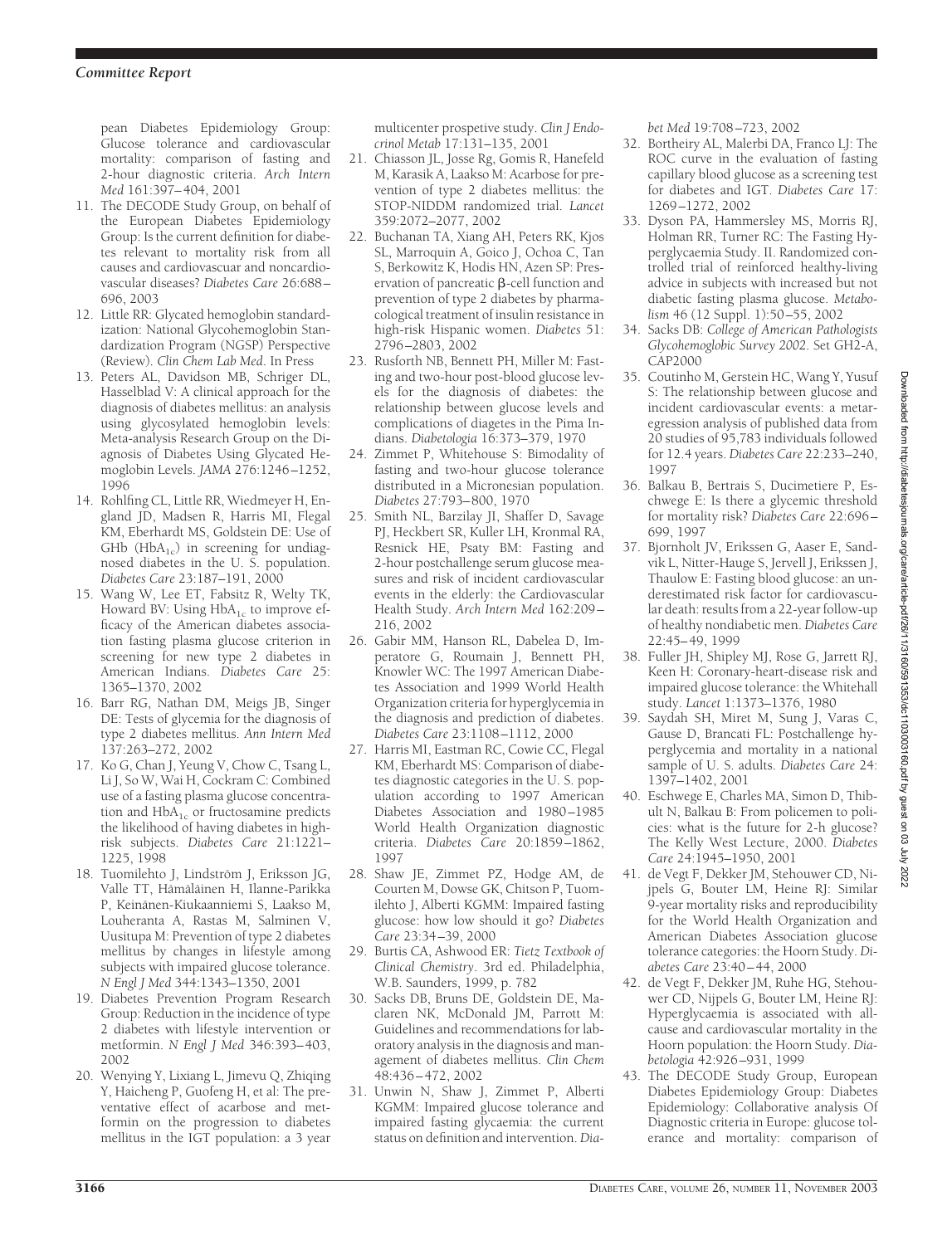pean Diabetes Epidemiology Group: Glucose tolerance and cardiovascular mortality: comparison of fasting and 2-hour diagnostic criteria. *Arch Intern Med* 161:397–404, 2001

11. The DECODE Study Group, on behalf of the European Diabetes Epidemiology Group: Is the current definition for diabetes relevant to mortality risk from all causes and cardiovascuar and noncardiovascular diseases? *Diabetes Care* 26:688–696, 2003
12. Little RR: Glycated hemoglobin standardization: National Glycohemoglobin Standardization Program (NGSP) Perspective (Review). *Clin Chem Lab Med*. In Press
13. Peters AL, Davidson MB, Schriger DL, Hasselblad V: A clinical approach for the diagnosis of diabetes mellitus: an analysis using glycosylated hemoglobin levels: Meta-analysis Research Group on the Diagnosis of Diabetes Using Glycated Hemoglobin Levels. *JAMA* 276:1246–1252, 1996
14. Rohlfing CL, Little RR, Wiedmeyer H, England JD, Madsen R, Harris MI, Flegal KM, Eberhardt MS, Goldstein DE: Use of GHb ($HbA_{1c}$) in screening for undiagnosed diabetes in the U. S. population. *Diabetes Care* 23:187–191, 2000
15. Wang W, Lee ET, Fabsitz R, Welty TK, Howard BV: Using $HbA_{1c}$ to improve efficacy of the American diabetes association fasting plasma glucose criterion in screening for new type 2 diabetes in American Indians. *Diabetes Care* 25: 1365–1370, 2002
16. Barr RG, Nathan DM, Meigs JB, Singer DE: Tests of glycemia for the diagnosis of type 2 diabetes mellitus. *Ann Intern Med* 137:263–272, 2002
17. Ko G, Chan J, Yeung V, Chow C, Tsang L, Li J, So W, Wai H, Cockram C: Combined use of a fasting plasma glucose concentration and $HbA_{1c}$ or fructosamine predicts the likelihood of having diabetes in high-risk subjects. *Diabetes Care* 21:1221–1225, 1998
18. Tuomilehto J, Lindström J, Eriksson JG, Valle TT, Hämäläinen H, Ilanne-Parikka P, Keinänen-Kiukaanniemi S, Laakso M, Louheranta A, Rastas M, Salminen V, Uusitupa M: Prevention of type 2 diabetes mellitus by changes in lifestyle among subjects with impaired glucose tolerance. *N Engl J Med* 344:1343–1350, 2001
19. Diabetes Prevention Program Research Group: Reduction in the incidence of type 2 diabetes with lifestyle intervention or metformin. *N Engl J Med* 346:393–403, 2002
20. Wenying Y, Lixiang L, Jimevu Q, Zhiqing Y, Haicheng P, Guofeng H, et al: The preventative effect of acarbose and metformin on the progression to diabetes mellitus in the IGT population: a 3 year multicenter prospetive study. *Clin J Endocrinol Metab* 17:131–135, 2001
21. Chiasson JL, Josse Rg, Gomis R, Hanefeld M, Karasik A, Laakso M: Acarbose for prevention of type 2 diabetes mellitus: the STOP-NIDDM randomized trial. *Lancet* 359:2072–2077, 2002
22. Buchanan TA, Xiang AH, Peters RK, Kjos SL, Marroquin A, Goico J, Ochoa C, Tan S, Berkowitz K, Hodis HN, Azen SP: Preservation of pancreatic β-cell function and prevention of type 2 diabetes by pharmacological treatment of insulin resistance in high-risk Hispanic women. *Diabetes* 51: 2796–2803, 2002
23. Rusforth NB, Bennett PH, Miller M: Fasting and two-hour post-blood glucose levels for the diagnosis of diabetes: the relationship between glucose levels and complications of diagetes in the Pima Indians. *Diabetologia* 16:373–379, 1970
24. Zimmet P, Whitehouse S: Bimodality of fasting and two-hour glucose tolerance distributed in a Micronesian population. *Diabetes* 27:793–800, 1970
25. Smith NL, Barzilay JI, Shaffer D, Savage PJ, Heckbert SR, Kuller LH, Kronmal RA, Resnick HE, Psaty BM: Fasting and 2-hour postchallenge serum glucose measures and risk of incident cardiovascular events in the elderly: the Cardiovascular Health Study. *Arch Intern Med* 162:209–216, 2002
26. Gabir MM, Hanson RL, Dabelea D, Imperatore G, Roumain J, Bennett PH, Knowler WC: The 1997 American Diabetes Association and 1999 World Health Organization criteria for hyperglycemia in the diagnosis and prediction of diabetes. *Diabetes Care* 23:1108–1112, 2000
27. Harris MI, Eastman RC, Cowie CC, Flegal KM, Eberhardt MS: Comparison of diabetes diagnostic categories in the U. S. population according to 1997 American Diabetes Association and 1980–1985 World Health Organization diagnostic criteria. *Diabetes Care* 20:1859–1862, 1997
28. Shaw JE, Zimmet PZ, Hodge AM, de Courten M, Dowse GK, Chitson P, Tuomilehto J, Alberti KGMM: Impaired fasting glucose: how low should it go? *Diabetes Care* 23:34–39, 2000
29. Burtis CA, Ashwood ER: *Tietz Textbook of Clinical Chemistry*. 3rd ed. Philadelphia, W.B. Saunders, 1999, p. 782
30. Sacks DB, Bruns DE, Goldstein DE, Maclaren NK, McDonald JM, Parrott M: Guidelines and recommendations for laboratory analysis in the diagnosis and management of diabetes mellitus. *Clin Chem* 48:436–472, 2002
31. Unwin N, Shaw J, Zimmet P, Alberti KGMM: Impaired glucose tolerance and impaired fasting glycaemia: the current status on definition and intervention. *Diabet Med* 19:708–723, 2002
32. Bortheiry AL, Malerbi DA, Franco LJ: The ROC curve in the evaluation of fasting capillary blood glucose as a screening test for diabetes and IGT. *Diabetes Care* 17: 1269–1272, 2002
33. Dyson PA, Hammersley MS, Morris RJ, Holman RR, Turner RC: The Fasting Hyperglycaemia Study. II. Randomized controlled trial of reinforced healthy-living advice in subjects with increased but not diabetic fasting plasma glucose. *Metabolism* 46 (12 Suppl. 1):50–55, 2002
34. Sacks DB: *College of American Pathologists Glycohemoglobic Survey 2002*. Set GH2-A, CAP2000
35. Coutinho M, Gerstein HC, Wang Y, Yusuf S: The relationship between glucose and incident cardiovascular events: a metaregression analysis of published data from 20 studies of 95,783 individuals followed for 12.4 years. *Diabetes Care* 22:233–240, 1997
36. Balkau B, Bertrais S, Ducimetiere P, Eschwege E: Is there a glycemic threshold for mortality risk? *Diabetes Care* 22:696–699, 1997
37. Bjornholt JV, Erikssen G, Aaser E, Sandvik L, Nitter-Hauge S, Jervell J, Erikssen J, Thaulow E: Fasting blood glucose: an underestimated risk factor for cardiovascular death: results from a 22-year follow-up of healthy nondiabetic men. *Diabetes Care* 22:45–49, 1999
38. Fuller JH, Shipley MJ, Rose G, Jarrett RJ, Keen H: Coronary-heart-disease risk and impaired glucose tolerance: the Whitehall study. *Lancet* 1:1373–1376, 1980
39. Saydah SH, Miret M, Sung J, Varas C, Gause D, Brancati FL: Postchallenge hyperglycemia and mortality in a national sample of U. S. adults. *Diabetes Care* 24: 1397–1402, 2001
40. Eschwege E, Charles MA, Simon D, Thibult N, Balkau B: From policemen to policies: what is the future for 2-h glucose? The Kelly West Lecture, 2000. *Diabetes Care* 24:1945–1950, 2001
41. de Vegt F, Dekker JM, Stehouwer CD, Nijpels G, Bouter LM, Heine RJ: Similar 9-year mortality risks and reproducibility for the World Health Organization and American Diabetes Association glucose tolerance categories: the Hoorn Study. *Diabetes Care* 23:40–44, 2000
42. de Vegt F, Dekker JM, Ruhe HG, Stehouwer CD, Nijpels G, Bouter LM, Heine RJ: Hyperglycaemia is associated with all-cause and cardiovascular mortality in the Hoorn population: the Hoorn Study. *Diabetologia* 42:926–931, 1999
43. The DECODE Study Group, European Diabetes Epidemiology Group: Diabetes Epidemiology: Collaborative analysis Of Diagnostic criteria in Europe: glucose tolerance and mortality: comparison of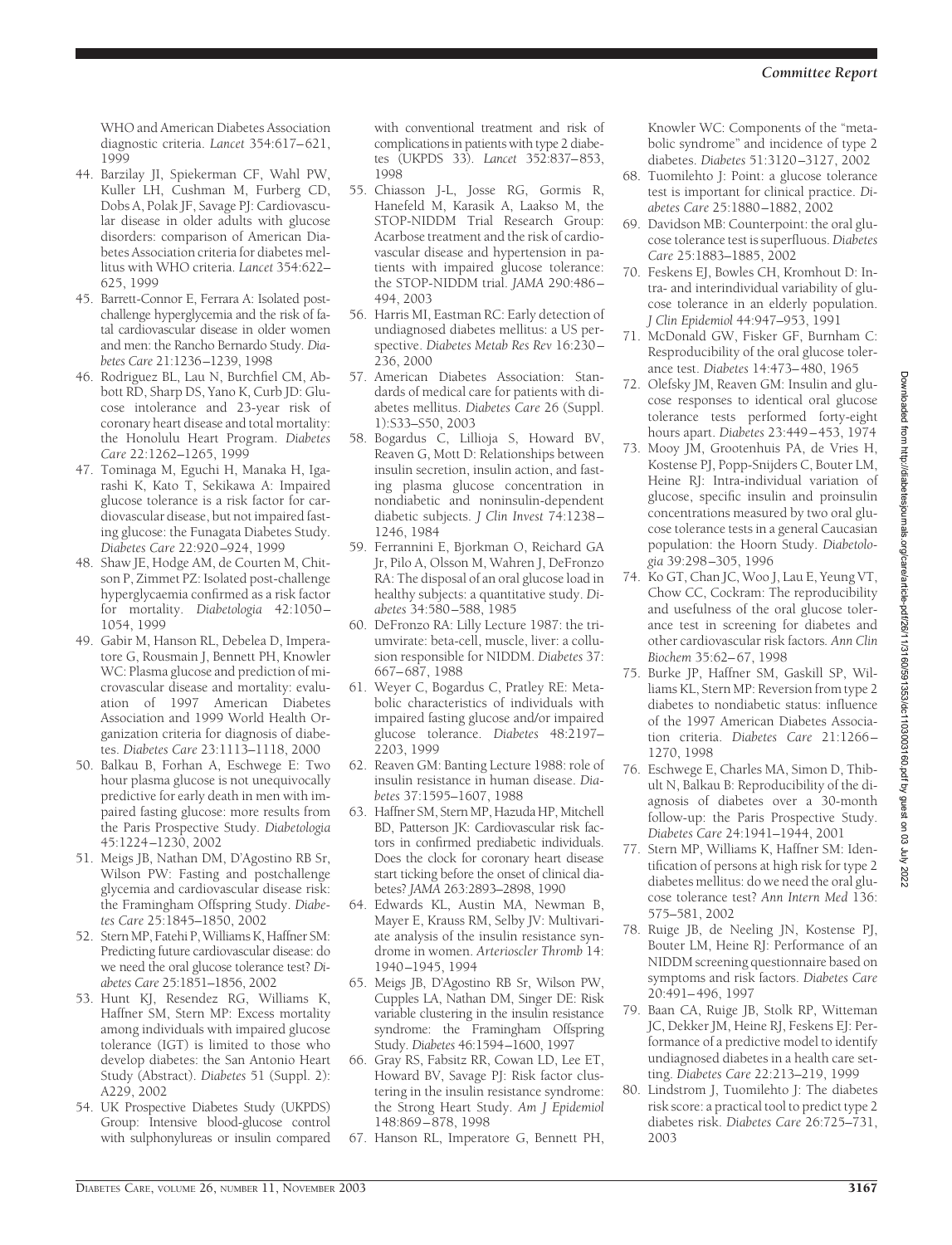WHO and American Diabetes Association diagnostic criteria. *Lancet* 354:617–621, 1999

44. Barzilay JI, Spiekerman CF, Wahl PW, Kuller LH, Cushman M, Furberg CD, Dobs A, Polak JF, Savage PJ: Cardiovascular disease in older adults with glucose disorders: comparison of American Diabetes Association criteria for diabetes mellitus with WHO criteria. *Lancet* 354:622–625, 1999
45. Barrett-Connor E, Ferrara A: Isolated postchallenge hyperglycemia and the risk of fatal cardiovascular disease in older women and men: the Rancho Bernardo Study. *Diabetes Care* 21:1236–1239, 1998
46. Rodriguez BL, Lau N, Burchfiel CM, Abbott RD, Sharp DS, Yano K, Curb JD: Glucose intolerance and 23-year risk of coronary heart disease and total mortality: the Honolulu Heart Program. *Diabetes Care* 22:1262–1265, 1999
47. Tominaga M, Eguchi H, Manaka H, Igarashi K, Kato T, Sekikawa A: Impaired glucose tolerance is a risk factor for cardiovascular disease, but not impaired fasting glucose: the Funagata Diabetes Study. *Diabetes Care* 22:920–924, 1999
48. Shaw JE, Hodge AM, de Courten M, Chitson P, Zimmet PZ: Isolated post-challenge hyperglycaemia confirmed as a risk factor for mortality. *Diabetologia* 42:1050–1054, 1999
49. Gabir M, Hanson RL, Debelea D, Imperatore G, Rousmain J, Bennett PH, Knowler WC: Plasma glucose and prediction of microvascular disease and mortality: evaluation of 1997 American Diabetes Association and 1999 World Health Organization criteria for diagnosis of diabetes. *Diabetes Care* 23:1113–1118, 2000
50. Balkau B, Forhan A, Eschwege E: Two hour plasma glucose is not unequivocally predictive for early death in men with impaired fasting glucose: more results from the Paris Prospective Study. *Diabetologia* 45:1224–1230, 2002
51. Meigs JB, Nathan DM, D'Agostino RB Sr, Wilson PW: Fasting and postchallenge glycemia and cardiovascular disease risk: the Framingham Offspring Study. *Diabetes Care* 25:1845–1850, 2002
52. Stern MP, Fatehi P, Williams K, Haffner SM: Predicting future cardiovascular disease: do we need the oral glucose tolerance test? *Diabetes Care* 25:1851–1856, 2002
53. Hunt KJ, Resendez RG, Williams K, Haffner SM, Stern MP: Excess mortality among individuals with impaired glucose tolerance (IGT) is limited to those who develop diabetes: the San Antonio Heart Study (Abstract). *Diabetes* 51 (Suppl. 2): A229, 2002
54. UK Prospective Diabetes Study (UKPDS) Group: Intensive blood-glucose control with sulphonylureas or insulin compared with conventional treatment and risk of complications in patients with type 2 diabetes (UKPDS 33). *Lancet* 352:837–853, 1998
55. Chiasson J-L, Josse RG, Gormis R, Hanefeld M, Karasik A, Laakso M, the STOP-NIDDM Trial Research Group: Acarbose treatment and the risk of cardiovascular disease and hypertension in patients with impaired glucose tolerance: the STOP-NIDDM trial. *JAMA* 290:486–494, 2003
56. Harris MI, Eastman RC: Early detection of undiagnosed diabetes mellitus: a US perspective. *Diabetes Metab Res Rev* 16:230–236, 2000
57. American Diabetes Association: Standards of medical care for patients with diabetes mellitus. *Diabetes Care* 26 (Suppl. 1):S33–S50, 2003
58. Bogardus C, Lillioja S, Howard BV, Reaven G, Mott D: Relationships between insulin secretion, insulin action, and fasting plasma glucose concentration in nondiabetic and noninsulin-dependent diabetic subjects. *J Clin Invest* 74:1238–1246, 1984
59. Ferrannini E, Bjorkman O, Reichard GA Jr, Pilo A, Olsson M, Wahren J, DeFronzo RA: The disposal of an oral glucose load in healthy subjects: a quantitative study. *Diabetes* 34:580–588, 1985
60. DeFronzo RA: Lilly Lecture 1987: the triumvirate: beta-cell, muscle, liver: a collusion responsible for NIDDM. *Diabetes* 37: 667–687, 1988
61. Weyer C, Bogardus C, Pratley RE: Metabolic characteristics of individuals with impaired fasting glucose and/or impaired glucose tolerance. *Diabetes* 48:2197–2203, 1999
62. Reaven GM: Banting Lecture 1988: role of insulin resistance in human disease. *Diabetes* 37:1595–1607, 1988
63. Haffner SM, Stern MP, Hazuda HP, Mitchell BD, Patterson JK: Cardiovascular risk factors in confirmed prediabetic individuals. Does the clock for coronary heart disease start ticking before the onset of clinical diabetes? *JAMA* 263:2893–2898, 1990
64. Edwards KL, Austin MA, Newman B, Mayer E, Krauss RM, Selby JV: Multivariate analysis of the insulin resistance syndrome in women. *Arterioscler Thromb* 14: 1940–1945, 1994
65. Meigs JB, D'Agostino RB Sr, Wilson PW, Cupples LA, Nathan DM, Singer DE: Risk variable clustering in the insulin resistance syndrome: the Framingham Offspring Study. *Diabetes* 46:1594–1600, 1997
66. Gray RS, Fabsitz RR, Cowan LD, Lee ET, Howard BV, Savage PJ: Risk factor clustering in the insulin resistance syndrome: the Strong Heart Study. *Am J Epidemiol* 148:869–878, 1998
67. Hanson RL, Imperatore G, Bennett PH, Knowler WC: Components of the "metabolic syndrome" and incidence of type 2 diabetes. *Diabetes* 51:3120–3127, 2002
68. Tuomilehto J: Point: a glucose tolerance test is important for clinical practice. *Diabetes Care* 25:1880–1882, 2002
69. Davidson MB: Counterpoint: the oral glucose tolerance test is superfluous. *Diabetes Care* 25:1883–1885, 2002
70. Feskens EJ, Bowles CH, Kromhout D: Intra- and interindividual variability of glucose tolerance in an elderly population. *J Clin Epidemiol* 44:947–953, 1991
71. McDonald GW, Fisker GF, Burnham C: Resproducibility of the oral glucose tolerance test. *Diabetes* 14:473–480, 1965
72. Olefsky JM, Reaven GM: Insulin and glucose responses to identical oral glucose tolerance tests performed forty-eight hours apart. *Diabetes* 23:449–453, 1974
73. Mooy JM, Grootenhuis PA, de Vries H, Kostense PJ, Popp-Snijders C, Bouter LM, Heine RJ: Intra-individual variation of glucose, specific insulin and proinsulin concentrations measured by two oral glucose tolerance tests in a general Caucasian population: the Hoorn Study. *Diabetologia* 39:298–305, 1996
74. Ko GT, Chan JC, Woo J, Lau E, Yeung VT, Chow CC, Cockram: The reproducibility and usefulness of the oral glucose tolerance test in screening for diabetes and other cardiovascular risk factors. *Ann Clin Biochem* 35:62–67, 1998
75. Burke JP, Haffner SM, Gaskill SP, Williams KL, Stern MP: Reversion from type 2 diabetes to nondiabetic status: influence of the 1997 American Diabetes Association criteria. *Diabetes Care* 21:1266–1270, 1998
76. Eschwege E, Charles MA, Simon D, Thibult N, Balkau B: Reproducibility of the diagnosis of diabetes over a 30-month follow-up: the Paris Prospective Study. *Diabetes Care* 24:1941–1944, 2001
77. Stern MP, Williams K, Haffner SM: Identification of persons at high risk for type 2 diabetes mellitus: do we need the oral glucose tolerance test? *Ann Intern Med* 136: 575–581, 2002
78. Ruige JB, de Neeling JN, Kostense PJ, Bouter LM, Heine RJ: Performance of an NIDDM screening questionnaire based on symptoms and risk factors. *Diabetes Care* 20:491–496, 1997
79. Baan CA, Ruige JB, Stolk RP, Witteman JC, Dekker JM, Heine RJ, Feskens EJ: Performance of a predictive model to identify undiagnosed diabetes in a health care setting. *Diabetes Care* 22:213–219, 1999
80. Lindstrom J, Tuomilehto J: The diabetes risk score: a practical tool to predict type 2 diabetes risk. *Diabetes Care* 26:725–731, 2003